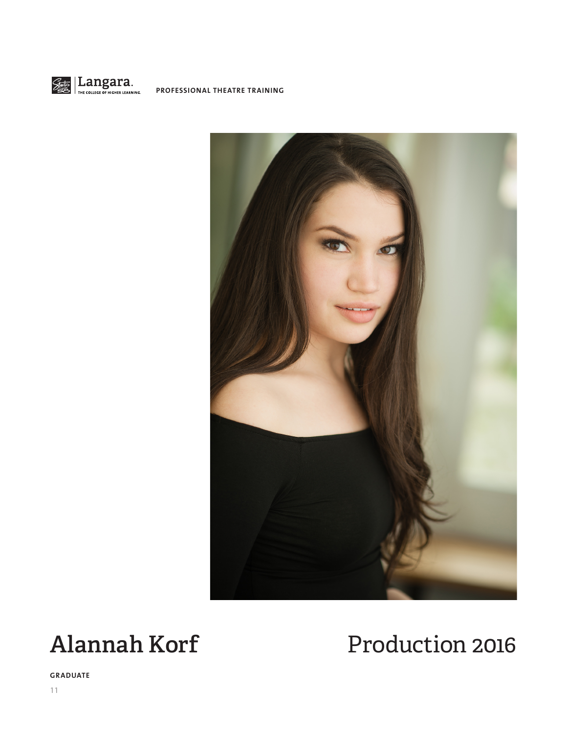Langara. THE COLLEGE OF HIGHER LEARNING.

**PROFESSIONAL THEATRE TRAINING**

# Alannah Korf

# Production 2016

**GRADUATE**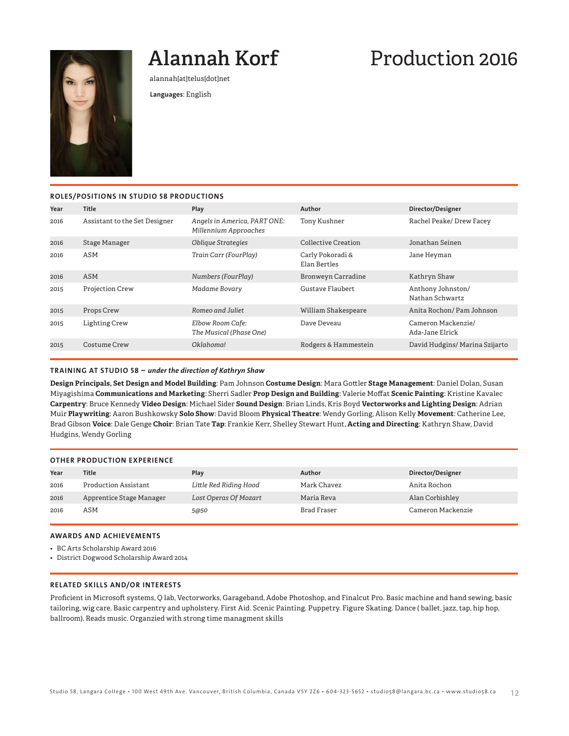# Alannah Korf

# Production 2016

alannah[at]telus[dot]net

**Languages**: English

## ROLES/POSITIONS IN STUDIO 58 PRODUCTIONS

| Year | Title | Play | Author | Director/Designer |
|---|---|---|---|---|
| 2016 | Assistant to the Set Designer | *Angels in America, PART ONE: Millennium Approaches* | Tony Kushner | Rachel Peake/ Drew Facey |
| 2016 | Stage Manager | *Oblique Strategies* | Collective Creation | Jonathan Seinen |
| 2016 | ASM | *Train Carr (FourPlay)* | Carly Pokoradi & Elan Bertles | Jane Heyman |
| 2016 | ASM | *Numbers (FourPlay)* | Bronweyn Carradine | Kathryn Shaw |
| 2015 | Projection Crew | *Madame Bovary* | Gustave Flaubert | Anthony Johnston/ Nathan Schwartz |
| 2015 | Props Crew | *Romeo and Juliet* | William Shakespeare | Anita Rochon/ Pam Johnson |
| 2015 | Lighting Crew | *Elbow Room Cafe: The Musical (Phase One)* | Dave Deveau | Cameron Mackenzie/ Ada-Jane Elrick |
| 2015 | Costume Crew | *Oklahoma!* | Rodgers & Hammestein | David Hudgins/ Marina Szijarto |

## TRAINING AT STUDIO 58 – *under the direction of Kathryn Shaw*

**Design Principals, Set Design and Model Building**: Pam Johnson **Costume Design**: Mara Gottler **Stage Management**: Daniel Dolan, Susan Miyagishima **Communications and Marketing**: Sherri Sadler **Prop Design and Building**: Valerie Moffat **Scenic Painting**: Kristine Kavalec **Carpentry**: Bruce Kennedy **Video Design**: Michael Sider **Sound Design**: Brian Linds, Kris Boyd **Vectorworks and Lighting Design**: Adrian Muir **Playwriting**: Aaron Bushkowsky **Solo Show**: David Bloom **Physical Theatre**: Wendy Gorling, Alison Kelly **Movement**: Catherine Lee, Brad Gibson **Voice**: Dale Genge **Choir**: Brian Tate **Tap**: Frankie Kerr, Shelley Stewart Hunt, **Acting and Directing**: Kathryn Shaw, David Hudgins, Wendy Gorling

## OTHER PRODUCTION EXPERIENCE

| Year | Title | Play | Author | Director/Designer |
|---|---|---|---|---|
| 2016 | Production Assistant | *Little Red Riding Hood* | Mark Chavez | Anita Rochon |
| 2016 | Apprentice Stage Manager | *Lost Operas Of Mozart* | Maria Reva | Alan Corbishley |
| 2016 | ASM | *5@50* | Brad Fraser | Cameron Mackenzie |

## AWARDS AND ACHIEVEMENTS

- BC Arts Scholarship Award 2016
- District Dogwood Scholarship Award 2014

## RELATED SKILLS AND/OR INTERESTS

Proficient in Microsoft systems, Q lab, Vectorworks, Garageband, Adobe Photoshop, and Finalcut Pro. Basic machine and hand sewing, basic tailoring, wig care. Basic carpentry and upholstery. First Aid. Scenic Painting. Puppetry. Figure Skating. Dance ( ballet, jazz, tap, hip hop, ballroom). Reads music. Organzied with strong time managment skills